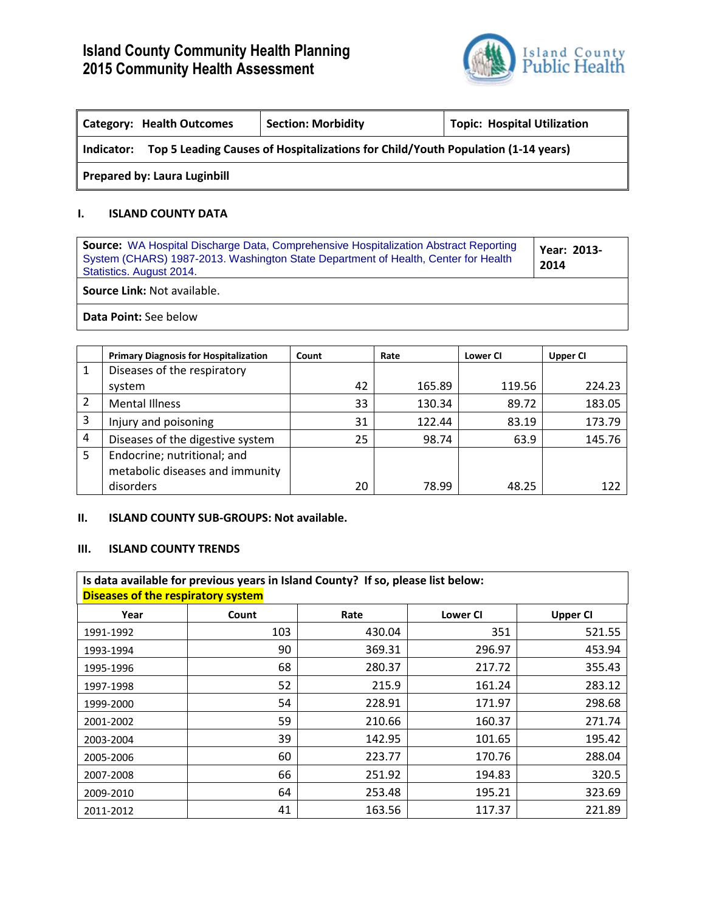# Island County Community Health Planning
# 2015 Community Health Assessment

| **Category: Health Outcomes** | **Section: Morbidity** | **Topic: Hospital Utilization** |
|---|---|---|
| **Indicator: Top 5 Leading Causes of Hospitalizations for Child/Youth Population (1-14 years)** | | |
| **Prepared by: Laura Luginbill** | | |

## I. ISLAND COUNTY DATA

| **Source:** WA Hospital Discharge Data, Comprehensive Hospitalization Abstract Reporting System (CHARS) 1987-2013. Washington State Department of Health, Center for Health Statistics. August 2014. | **Year: 2013-2014** |
|---|---|
| **Source Link:** Not available. | |
| **Data Point:** See below | |

| | Primary Diagnosis for Hospitalization | Count | Rate | Lower CI | Upper CI |
|---|---|---|---|---|---|
| 1 | Diseases of the respiratory system | 42 | 165.89 | 119.56 | 224.23 |
| 2 | Mental Illness | 33 | 130.34 | 89.72 | 183.05 |
| 3 | Injury and poisoning | 31 | 122.44 | 83.19 | 173.79 |
| 4 | Diseases of the digestive system | 25 | 98.74 | 63.9 | 145.76 |
| 5 | Endocrine; nutritional; and metabolic diseases and immunity disorders | 20 | 78.99 | 48.25 | 122 |

## II. ISLAND COUNTY SUB-GROUPS: Not available.

## III. ISLAND COUNTY TRENDS

**Is data available for previous years in Island County? If so, please list below:**

**Diseases of the respiratory system**

| Year | Count | Rate | Lower CI | Upper CI |
|---|---|---|---|---|
| 1991-1992 | 103 | 430.04 | 351 | 521.55 |
| 1993-1994 | 90 | 369.31 | 296.97 | 453.94 |
| 1995-1996 | 68 | 280.37 | 217.72 | 355.43 |
| 1997-1998 | 52 | 215.9 | 161.24 | 283.12 |
| 1999-2000 | 54 | 228.91 | 171.97 | 298.68 |
| 2001-2002 | 59 | 210.66 | 160.37 | 271.74 |
| 2003-2004 | 39 | 142.95 | 101.65 | 195.42 |
| 2005-2006 | 60 | 223.77 | 170.76 | 288.04 |
| 2007-2008 | 66 | 251.92 | 194.83 | 320.5 |
| 2009-2010 | 64 | 253.48 | 195.21 | 323.69 |
| 2011-2012 | 41 | 163.56 | 117.37 | 221.89 |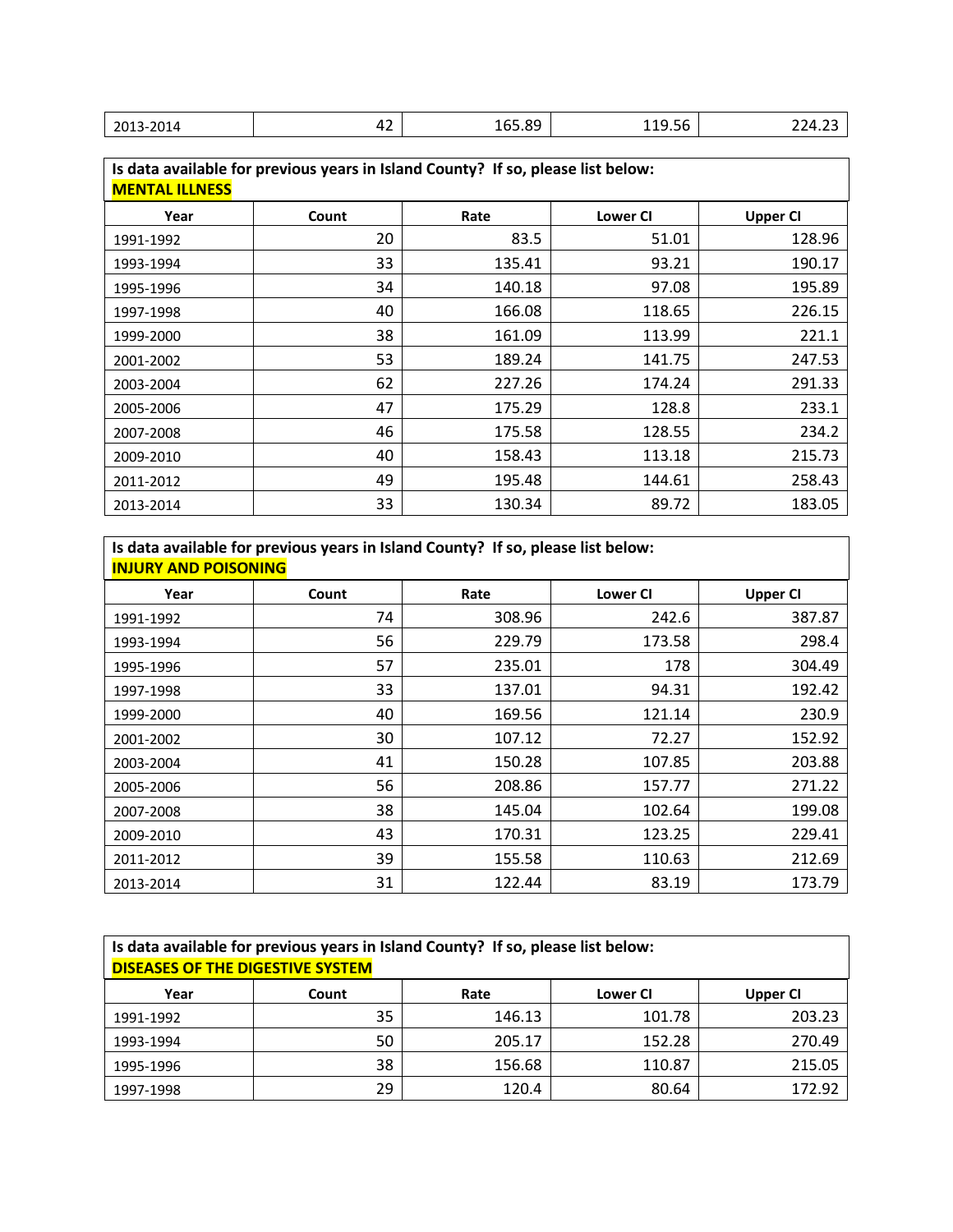| | | | | |
|---|---|---|---|---|
| 2013-2014 | 42 | 165.89 | 119.56 | 224.23 |

Is data available for previous years in Island County? If so, please list below:
**MENTAL ILLNESS**

| Year | Count | Rate | Lower CI | Upper CI |
|---|---|---|---|---|
| 1991-1992 | 20 | 83.5 | 51.01 | 128.96 |
| 1993-1994 | 33 | 135.41 | 93.21 | 190.17 |
| 1995-1996 | 34 | 140.18 | 97.08 | 195.89 |
| 1997-1998 | 40 | 166.08 | 118.65 | 226.15 |
| 1999-2000 | 38 | 161.09 | 113.99 | 221.1 |
| 2001-2002 | 53 | 189.24 | 141.75 | 247.53 |
| 2003-2004 | 62 | 227.26 | 174.24 | 291.33 |
| 2005-2006 | 47 | 175.29 | 128.8 | 233.1 |
| 2007-2008 | 46 | 175.58 | 128.55 | 234.2 |
| 2009-2010 | 40 | 158.43 | 113.18 | 215.73 |
| 2011-2012 | 49 | 195.48 | 144.61 | 258.43 |
| 2013-2014 | 33 | 130.34 | 89.72 | 183.05 |

Is data available for previous years in Island County? If so, please list below:
**INJURY AND POISONING**

| Year | Count | Rate | Lower CI | Upper CI |
|---|---|---|---|---|
| 1991-1992 | 74 | 308.96 | 242.6 | 387.87 |
| 1993-1994 | 56 | 229.79 | 173.58 | 298.4 |
| 1995-1996 | 57 | 235.01 | 178 | 304.49 |
| 1997-1998 | 33 | 137.01 | 94.31 | 192.42 |
| 1999-2000 | 40 | 169.56 | 121.14 | 230.9 |
| 2001-2002 | 30 | 107.12 | 72.27 | 152.92 |
| 2003-2004 | 41 | 150.28 | 107.85 | 203.88 |
| 2005-2006 | 56 | 208.86 | 157.77 | 271.22 |
| 2007-2008 | 38 | 145.04 | 102.64 | 199.08 |
| 2009-2010 | 43 | 170.31 | 123.25 | 229.41 |
| 2011-2012 | 39 | 155.58 | 110.63 | 212.69 |
| 2013-2014 | 31 | 122.44 | 83.19 | 173.79 |

Is data available for previous years in Island County? If so, please list below:
**DISEASES OF THE DIGESTIVE SYSTEM**

| Year | Count | Rate | Lower CI | Upper CI |
|---|---|---|---|---|
| 1991-1992 | 35 | 146.13 | 101.78 | 203.23 |
| 1993-1994 | 50 | 205.17 | 152.28 | 270.49 |
| 1995-1996 | 38 | 156.68 | 110.87 | 215.05 |
| 1997-1998 | 29 | 120.4 | 80.64 | 172.92 |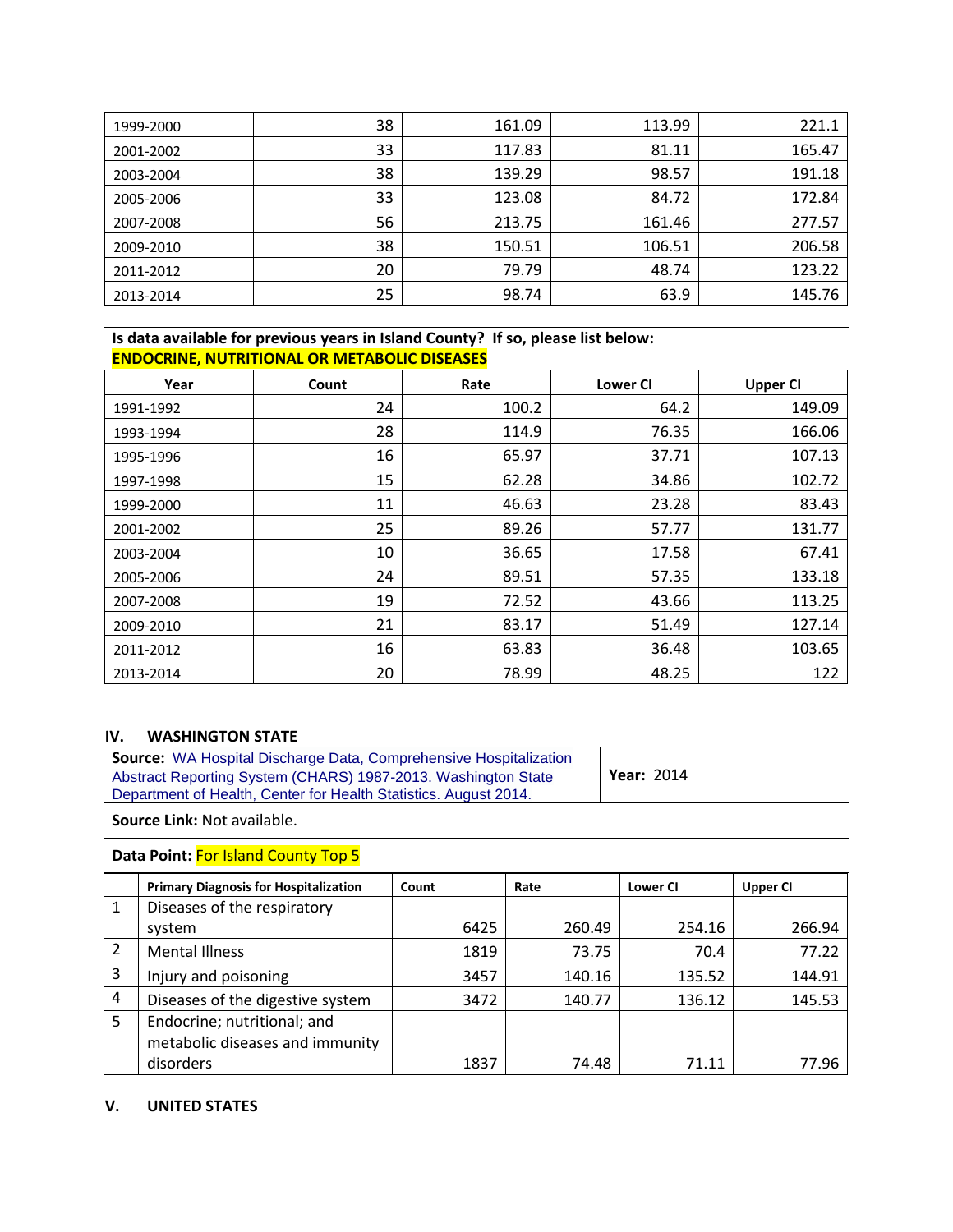| | | | | |
|---|---|---|---|---|
| 1999-2000 | 38 | 161.09 | 113.99 | 221.1 |
| 2001-2002 | 33 | 117.83 | 81.11 | 165.47 |
| 2003-2004 | 38 | 139.29 | 98.57 | 191.18 |
| 2005-2006 | 33 | 123.08 | 84.72 | 172.84 |
| 2007-2008 | 56 | 213.75 | 161.46 | 277.57 |
| 2009-2010 | 38 | 150.51 | 106.51 | 206.58 |
| 2011-2012 | 20 | 79.79 | 48.74 | 123.22 |
| 2013-2014 | 25 | 98.74 | 63.9 | 145.76 |

**Is data available for previous years in Island County? If so, please list below:**
**ENDOCRINE, NUTRITIONAL OR METABOLIC DISEASES**

| Year | Count | Rate | Lower CI | Upper CI |
|---|---|---|---|---|
| 1991-1992 | 24 | 100.2 | 64.2 | 149.09 |
| 1993-1994 | 28 | 114.9 | 76.35 | 166.06 |
| 1995-1996 | 16 | 65.97 | 37.71 | 107.13 |
| 1997-1998 | 15 | 62.28 | 34.86 | 102.72 |
| 1999-2000 | 11 | 46.63 | 23.28 | 83.43 |
| 2001-2002 | 25 | 89.26 | 57.77 | 131.77 |
| 2003-2004 | 10 | 36.65 | 17.58 | 67.41 |
| 2005-2006 | 24 | 89.51 | 57.35 | 133.18 |
| 2007-2008 | 19 | 72.52 | 43.66 | 113.25 |
| 2009-2010 | 21 | 83.17 | 51.49 | 127.14 |
| 2011-2012 | 16 | 63.83 | 36.48 | 103.65 |
| 2013-2014 | 20 | 78.99 | 48.25 | 122 |

## IV. WASHINGTON STATE

**Source:** WA Hospital Discharge Data, Comprehensive Hospitalization Abstract Reporting System (CHARS) 1987-2013. Washington State Department of Health, Center for Health Statistics. August 2014.

**Year:** 2014

**Source Link:** Not available.

**Data Point:** For Island County Top 5

| | Primary Diagnosis for Hospitalization | Count | Rate | Lower CI | Upper CI |
|---|---|---|---|---|---|
| 1 | Diseases of the respiratory system | 6425 | 260.49 | 254.16 | 266.94 |
| 2 | Mental Illness | 1819 | 73.75 | 70.4 | 77.22 |
| 3 | Injury and poisoning | 3457 | 140.16 | 135.52 | 144.91 |
| 4 | Diseases of the digestive system | 3472 | 140.77 | 136.12 | 145.53 |
| 5 | Endocrine; nutritional; and metabolic diseases and immunity disorders | 1837 | 74.48 | 71.11 | 77.96 |

## V. UNITED STATES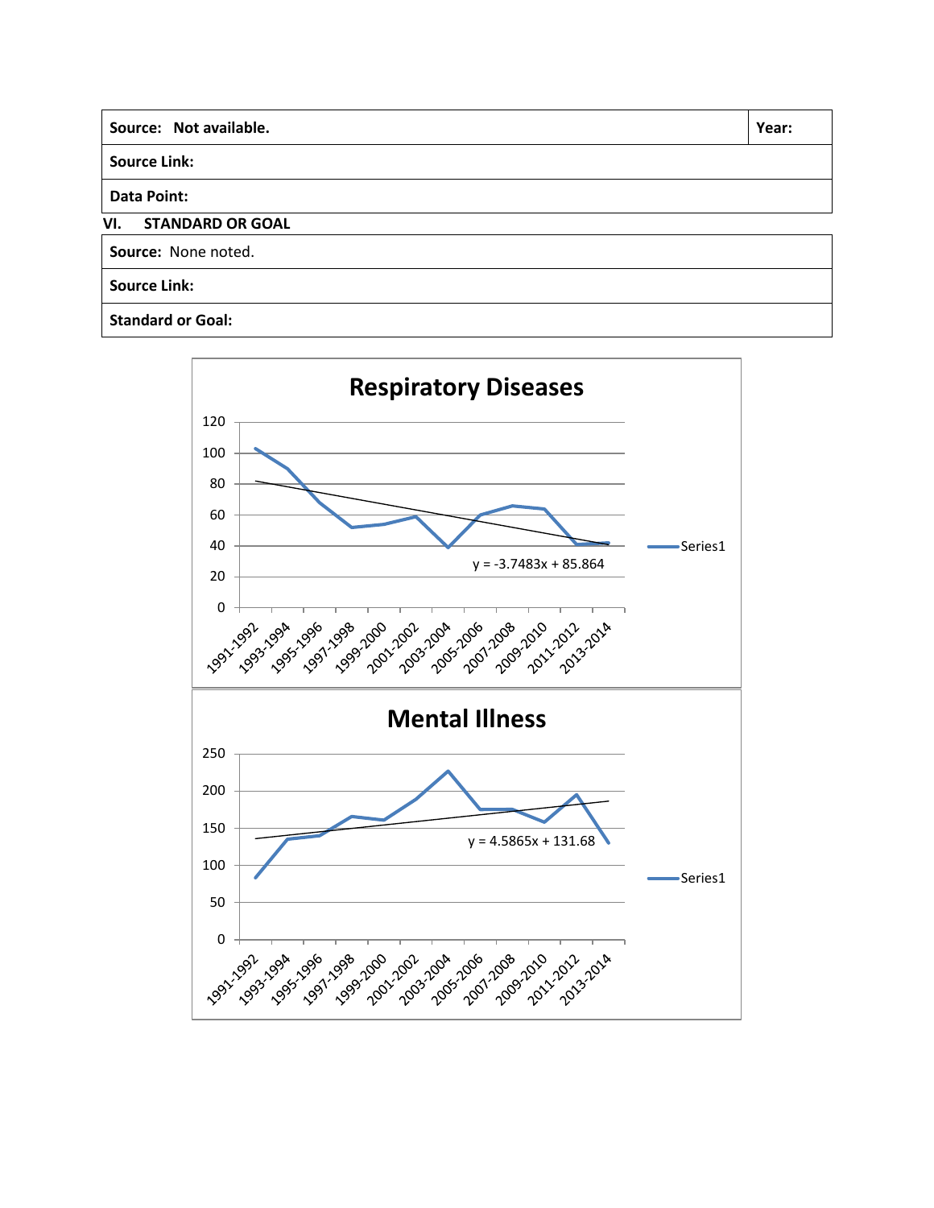| Source: Not available. | Year: |
|---|---|
| Source Link: | |
| Data Point: | |

## VI. STANDARD OR GOAL

| Source: None noted. |
|---|
| Source Link: |
| Standard or Goal: |

**Respiratory Diseases**

y = -3.7483x + 85.864

Series1

**Mental Illness**

y = 4.5865x + 131.68

Series1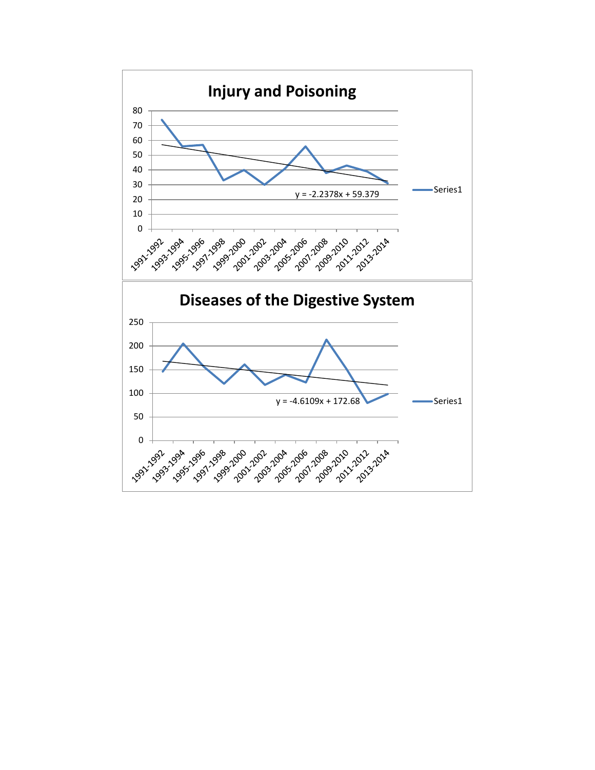## Injury and Poisoning

$y = -2.2378x + 59.379$

Series1

Y-axis: 0, 10, 20, 30, 40, 50, 60, 70, 80

X-axis: 1991-1992, 1993-1994, 1995-1996, 1997-1998, 1999-2000, 2001-2002, 2003-2004, 2005-2006, 2007-2008, 2009-2010, 2011-2012, 2013-2014

## Diseases of the Digestive System

$y = -4.6109x + 172.68$

Series1

Y-axis: 0, 50, 100, 150, 200, 250

X-axis: 1991-1992, 1993-1994, 1995-1996, 1997-1998, 1999-2000, 2001-2002, 2003-2004, 2005-2006, 2007-2008, 2009-2010, 2011-2012, 2013-2014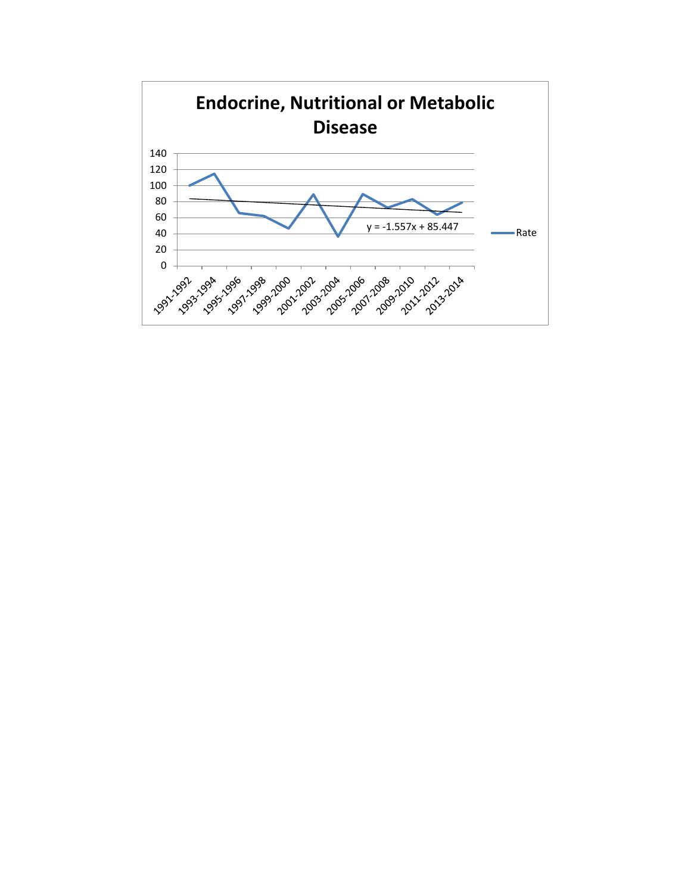Endocrine, Nutritional or Metabolic Disease

140
120
100
80
60
40
20
0

1991-1992
1993-1994
1995-1996
1997-1998
1999-2000
2001-2002
2003-2004
2005-2006
2007-2008
2009-2010
2011-2012
2013-2014

$y = -1.557x + 85.447$

Rate